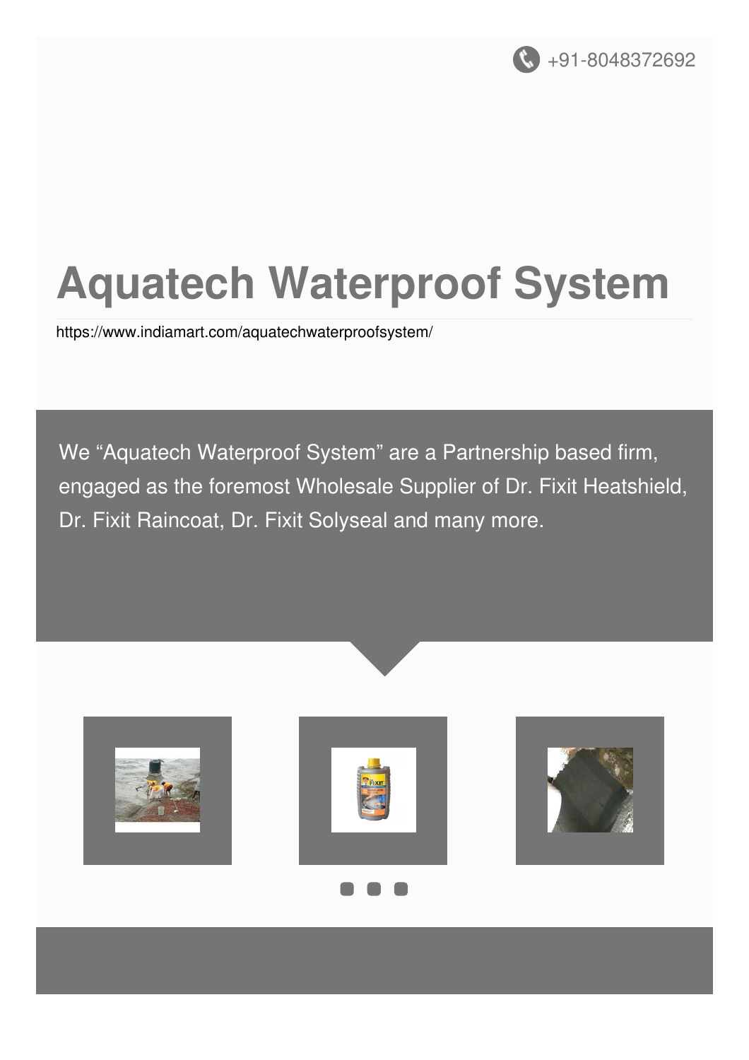+91-8048372692

# Aquatech Waterproof System

https://www.indiamart.com/aquatechwaterproofsystem/

We “Aquatech Waterproof System” are a Partnership based firm, engaged as the foremost Wholesale Supplier of Dr. Fixit Heatshield, Dr. Fixit Raincoat, Dr. Fixit Solyseal and many more.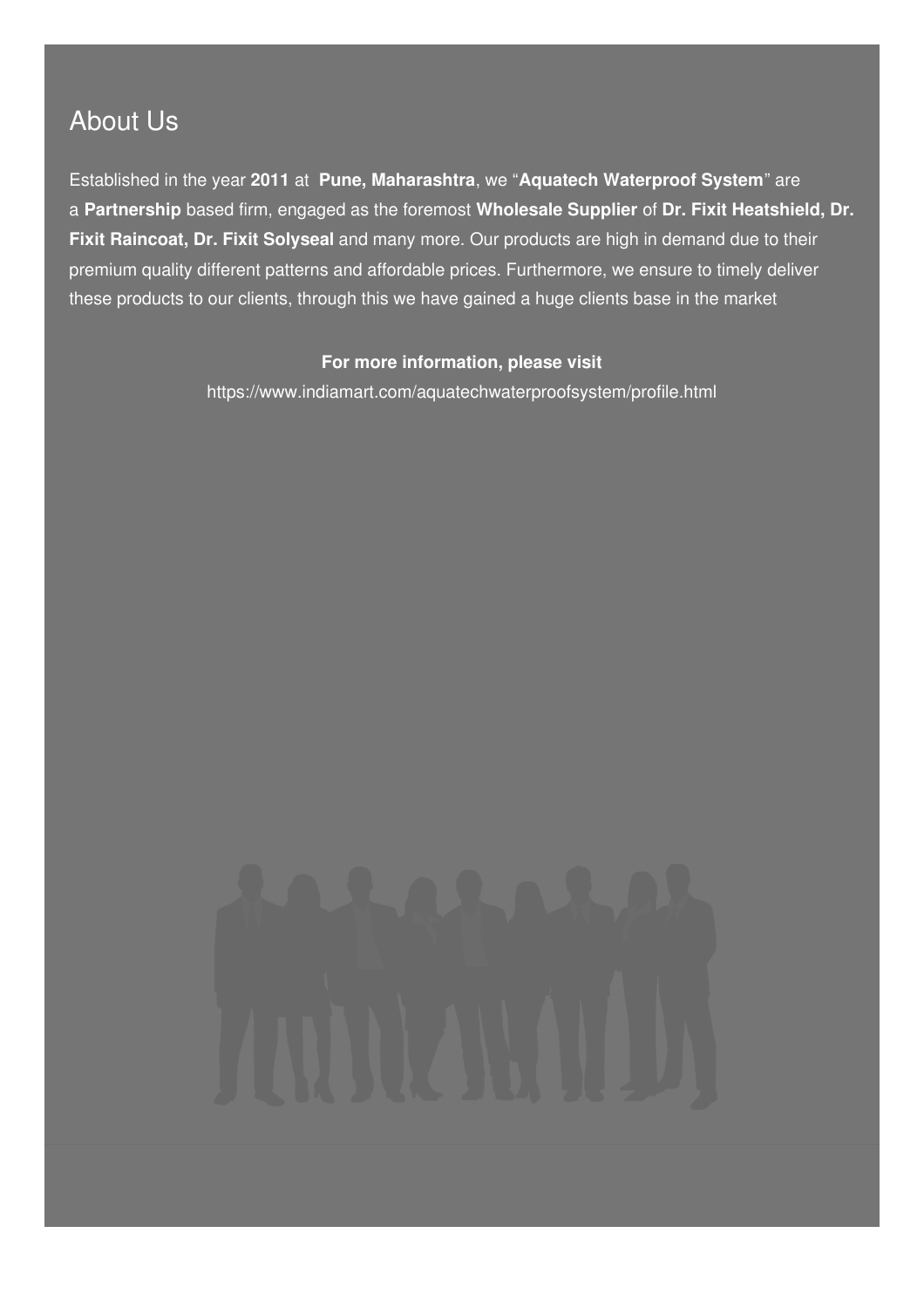## About Us

Established in the year **2011** at **Pune, Maharashtra**, we "**Aquatech Waterproof System**" are a **Partnership** based firm, engaged as the foremost **Wholesale Supplier** of **Dr. Fixit Heatshield, Dr. Fixit Raincoat, Dr. Fixit Solyseal** and many more. Our products are high in demand due to their premium quality different patterns and affordable prices. Furthermore, we ensure to timely deliver these products to our clients, through this we have gained a huge clients base in the market

**For more information, please visit**

https://www.indiamart.com/aquatechwaterproofsystem/profile.html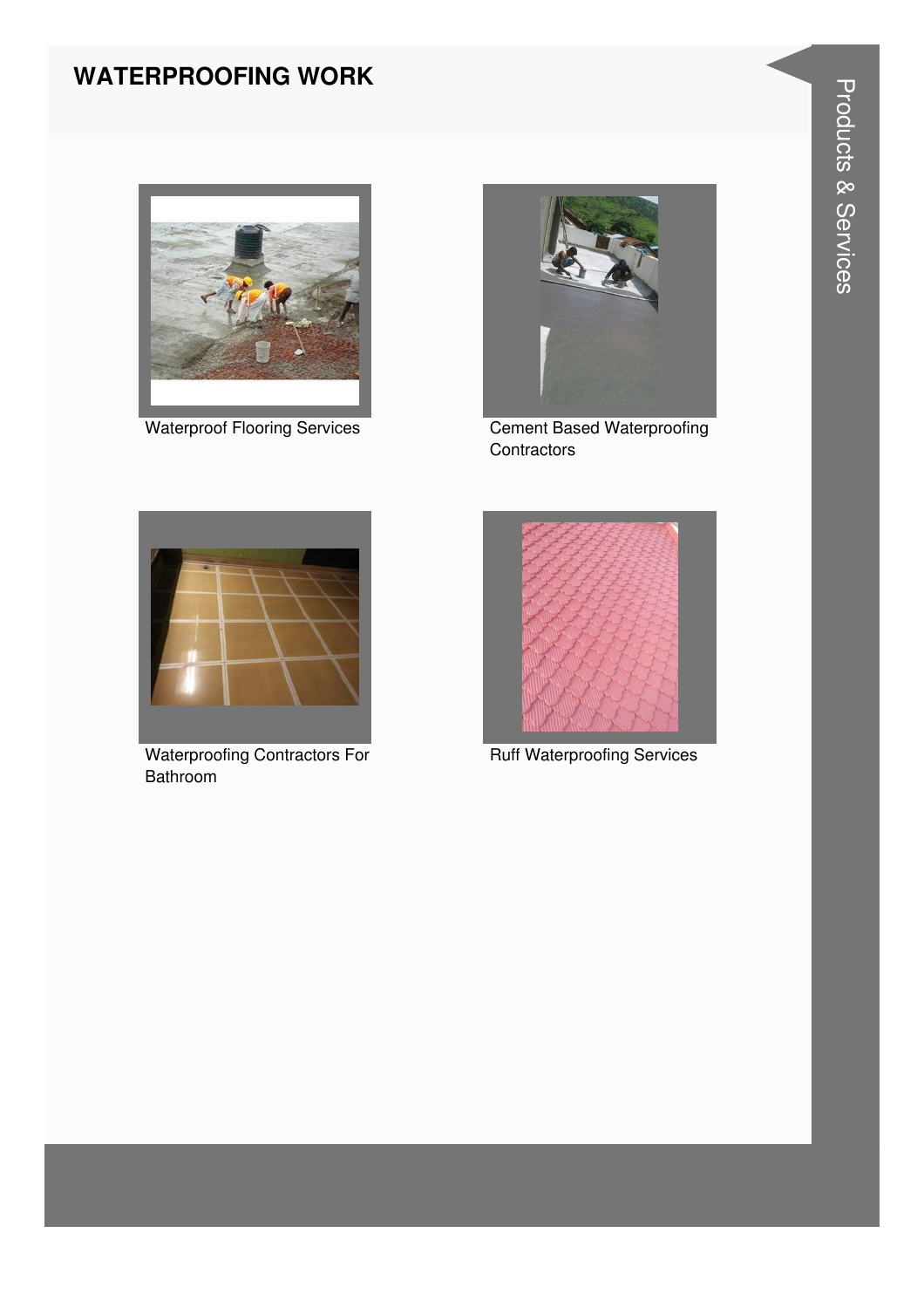## WATERPROOFING WORK

Waterproof Flooring Services

Cement Based Waterproofing Contractors

Waterproofing Contractors For Bathroom

Ruff Waterproofing Services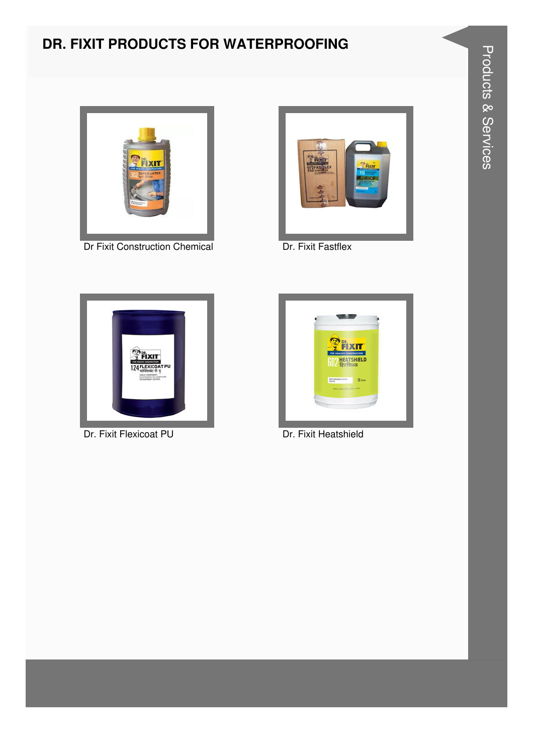# DR. FIXIT PRODUCTS FOR WATERPROOFING

Dr Fixit Construction Chemical

Dr. Fixit Fastflex

Dr. Fixit Flexicoat PU

Dr. Fixit Heatshield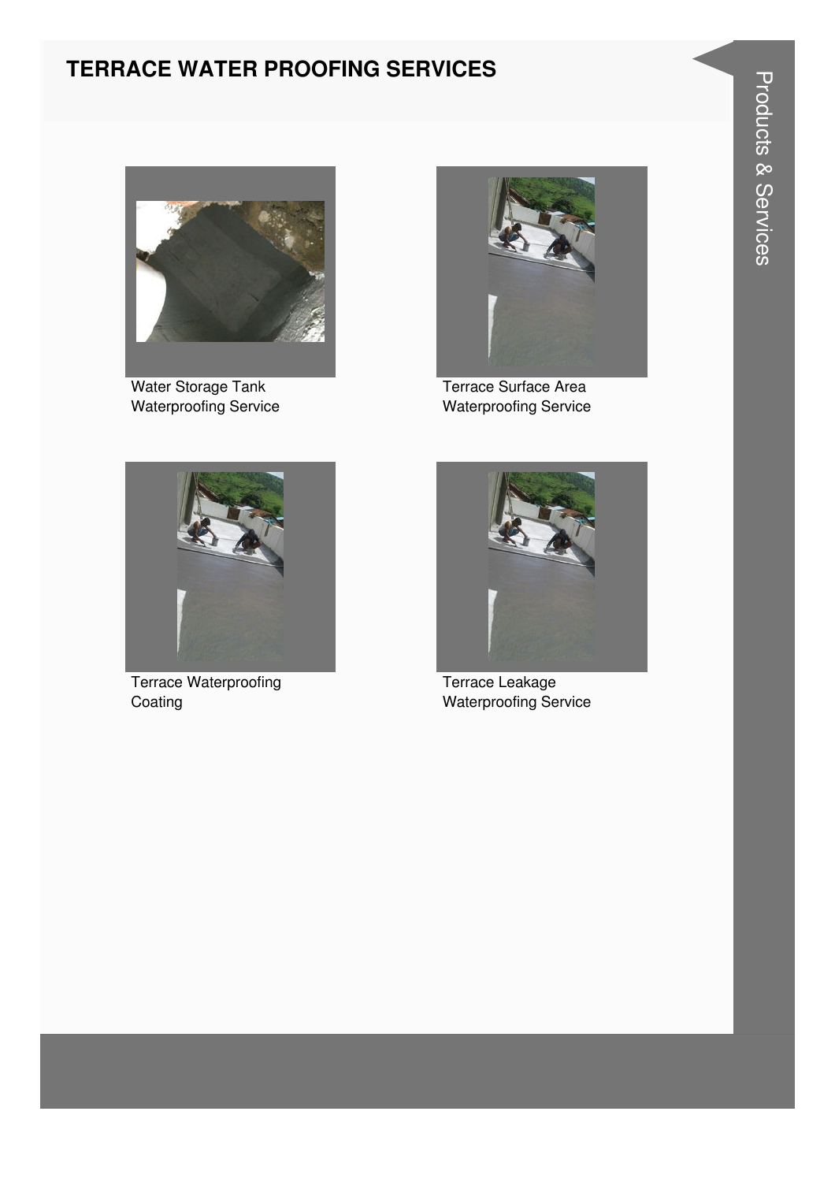# TERRACE WATER PROOFING SERVICES

Water Storage Tank Waterproofing Service

Terrace Surface Area Waterproofing Service

Terrace Waterproofing Coating

Terrace Leakage Waterproofing Service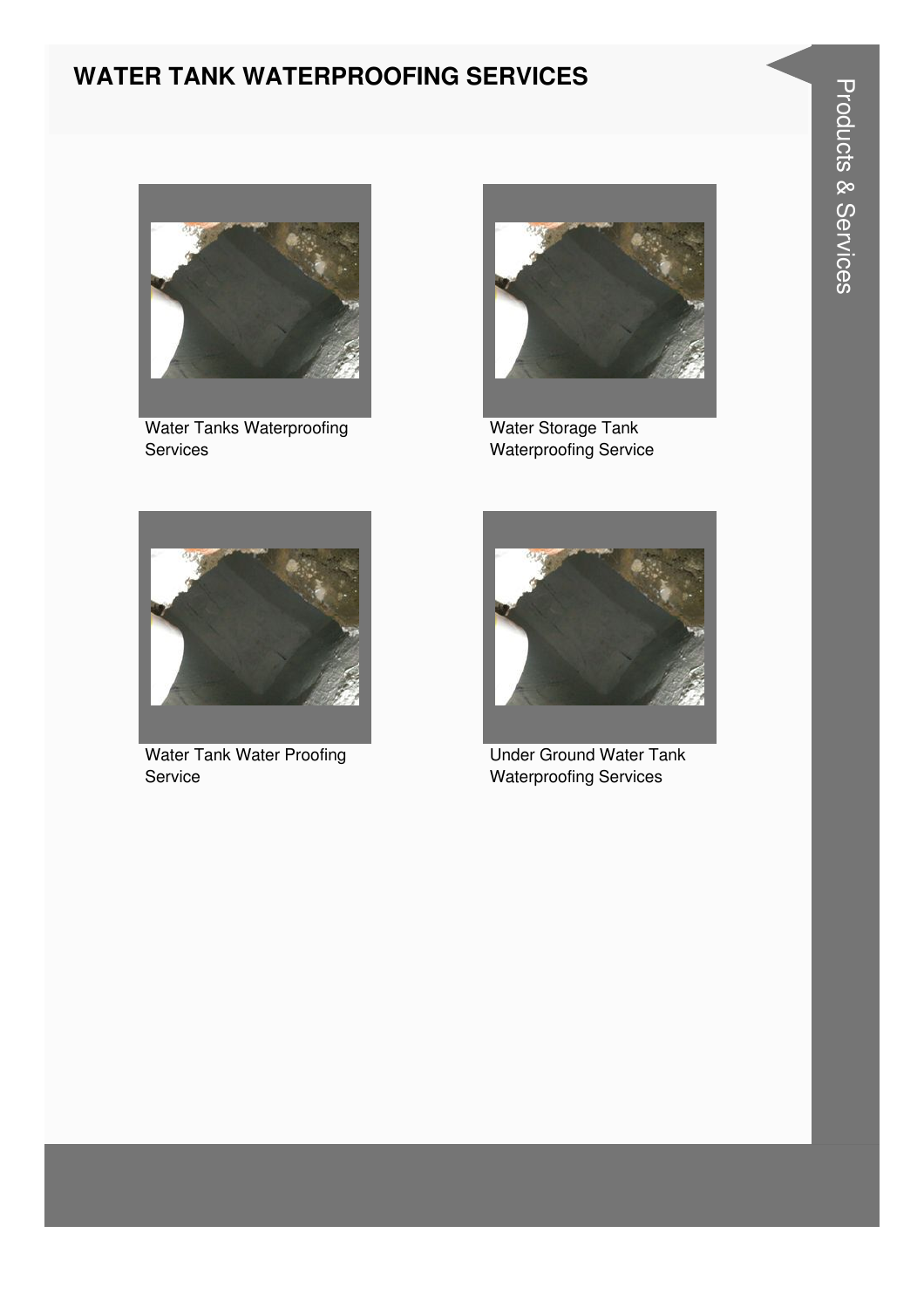# WATER TANK WATERPROOFING SERVICES

Water Tanks Waterproofing Services

Water Storage Tank Waterproofing Service

Water Tank Water Proofing Service

Under Ground Water Tank Waterproofing Services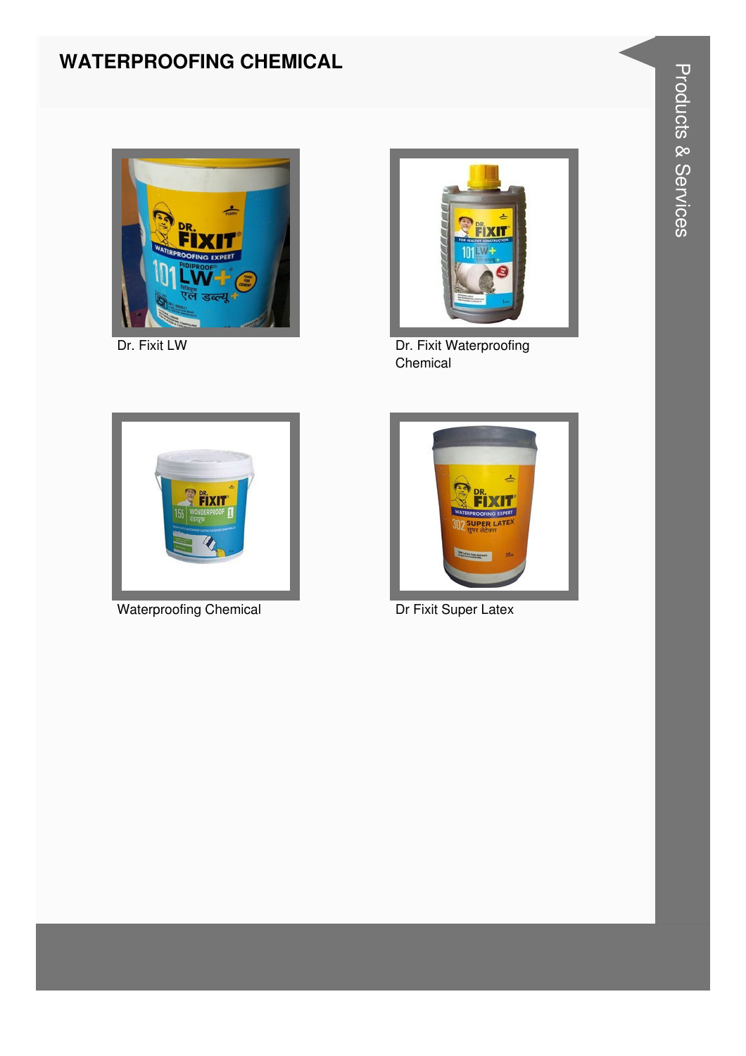# WATERPROOFING CHEMICAL

Dr. Fixit LW

Dr. Fixit Waterproofing Chemical

Waterproofing Chemical

Dr Fixit Super Latex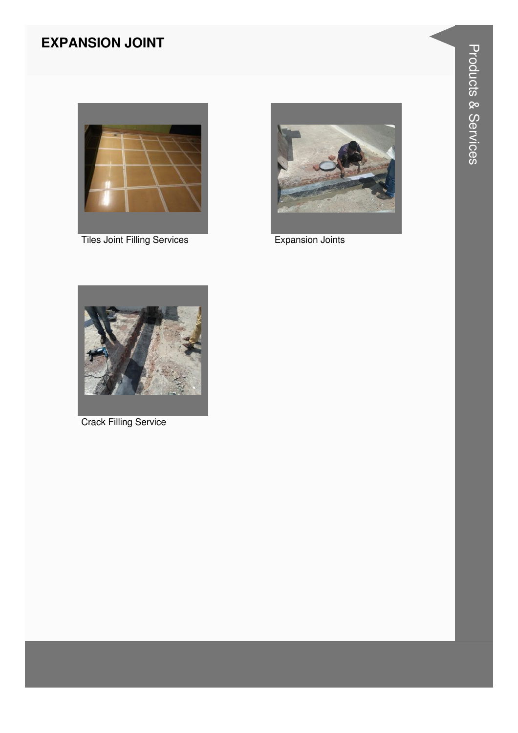# EXPANSION JOINT

Tiles Joint Filling Services

Expansion Joints

Crack Filling Service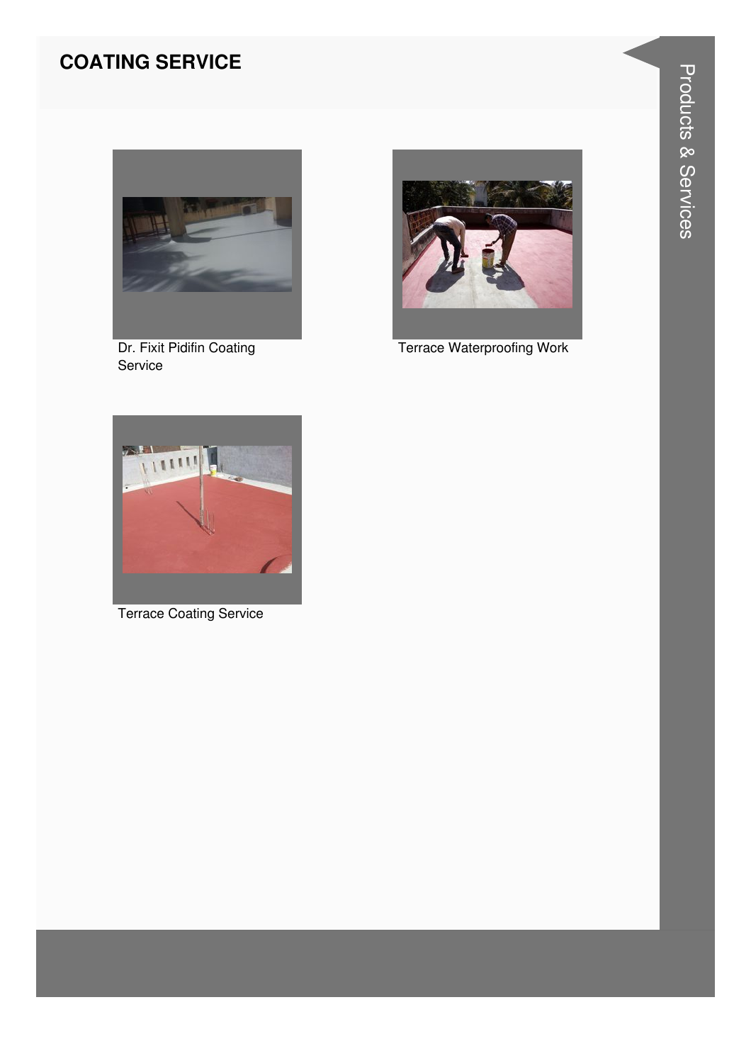## COATING SERVICE

Dr. Fixit Pidifin Coating Service

Terrace Waterproofing Work

Terrace Coating Service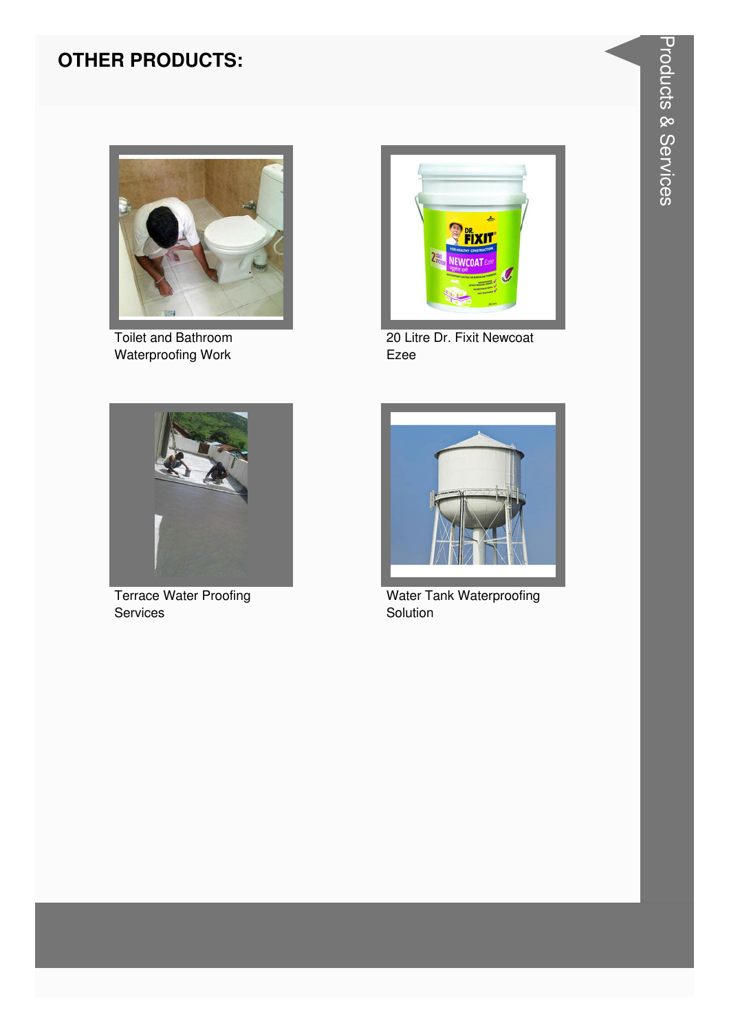## OTHER PRODUCTS:

Toilet and Bathroom Waterproofing Work

20 Litre Dr. Fixit Newcoat Ezee

Terrace Water Proofing Services

Water Tank Waterproofing Solution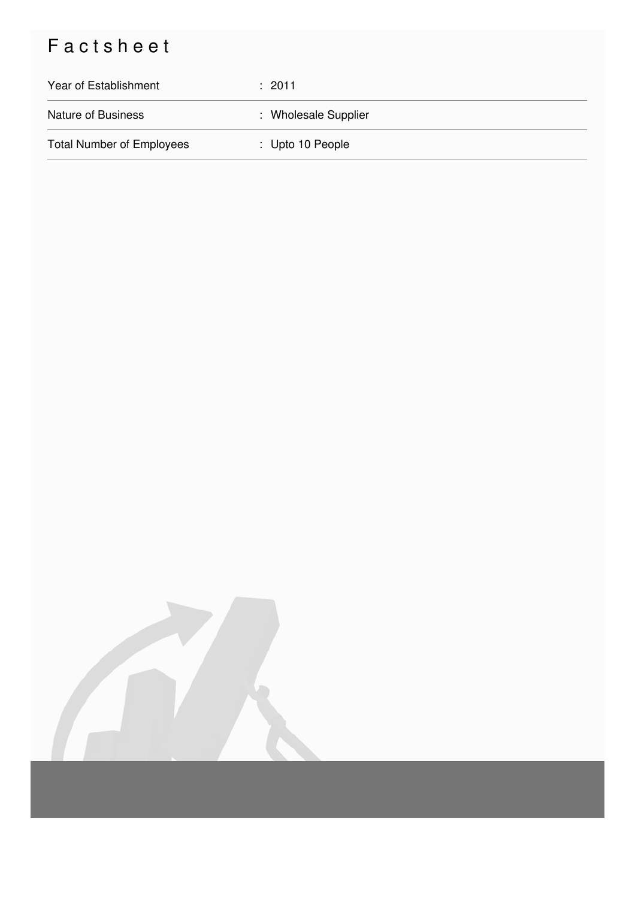# Factsheet

| | |
|---|---|
| Year of Establishment | : 2011 |
| Nature of Business | : Wholesale Supplier |
| Total Number of Employees | : Upto 10 People |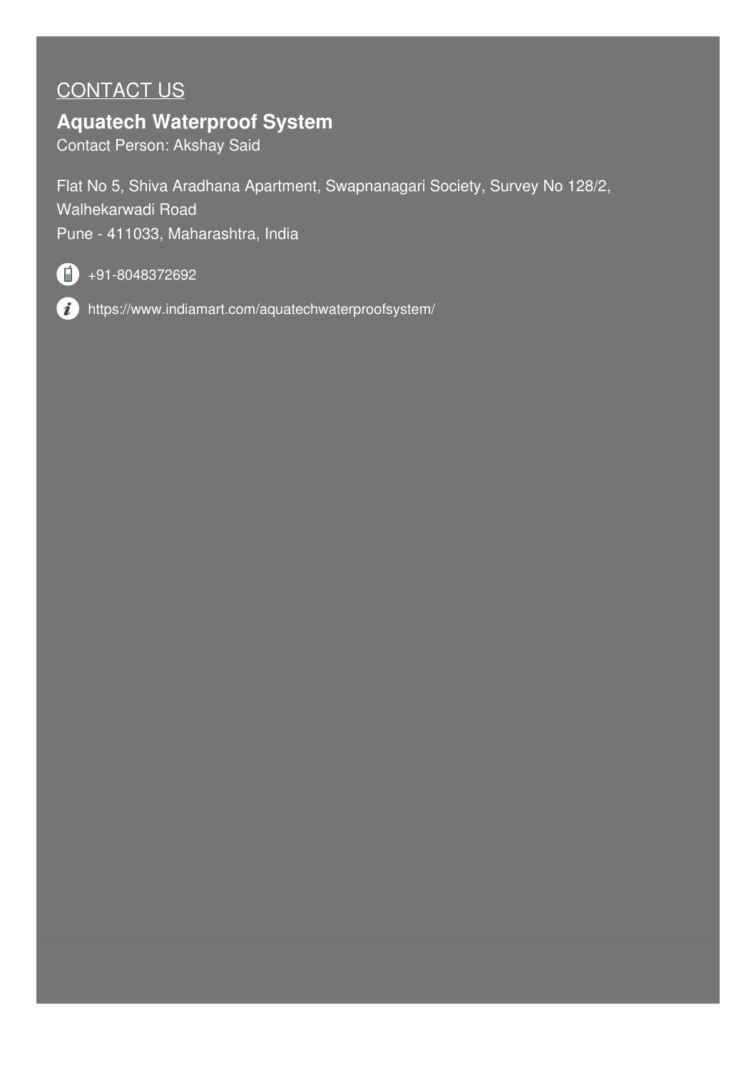## CONTACT US

### Aquatech Waterproof System

Contact Person: Akshay Said

Flat No 5, Shiva Aradhana Apartment, Swapnanagari Society, Survey No 128/2, Walhekarwadi Road
Pune - 411033, Maharashtra, India

+91-8048372692

https://www.indiamart.com/aquatechwaterproofsystem/